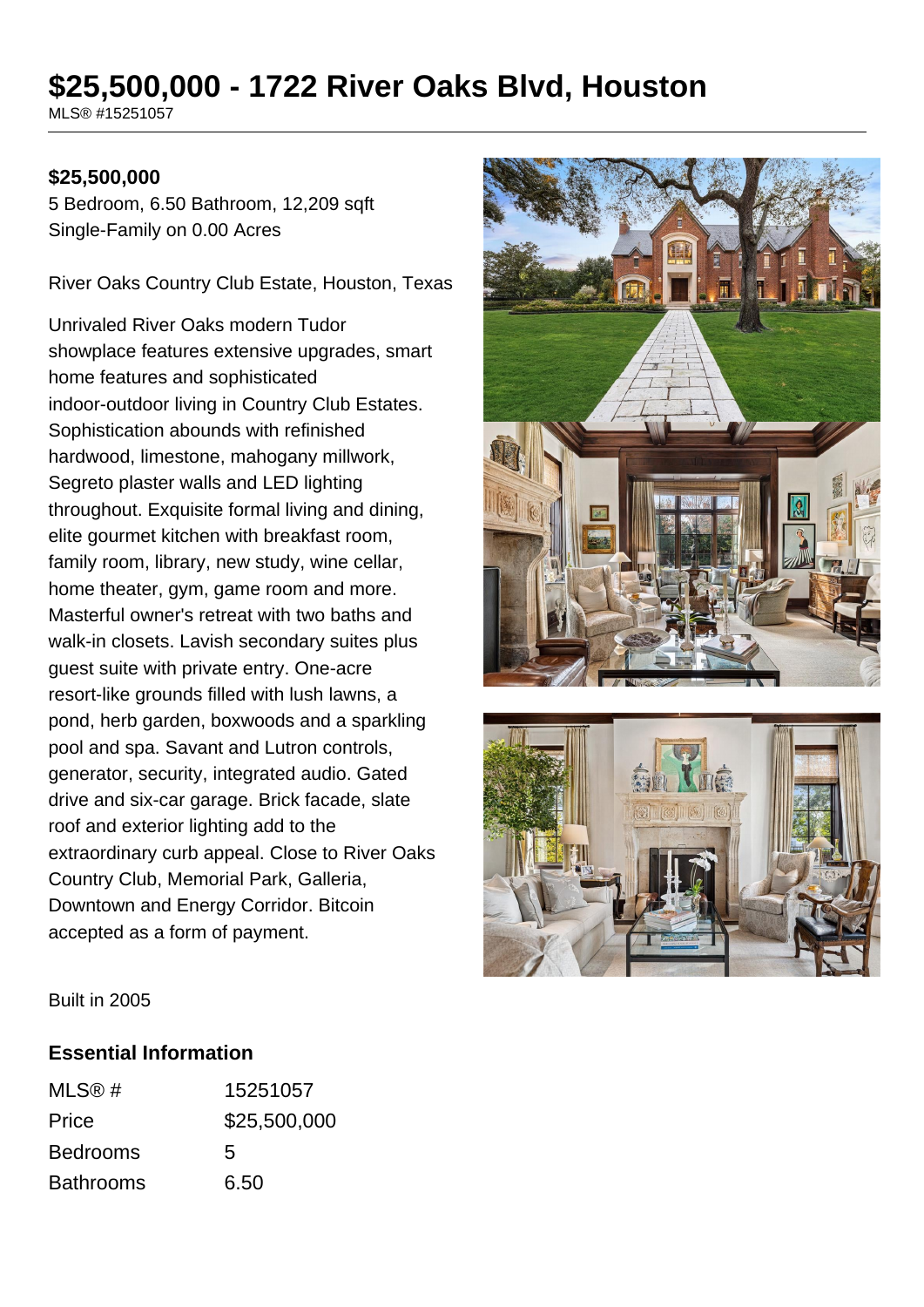# $25,500,000 - 1722 River Oaks Blvd, Houston

MLS® #15251057

**$25,500,000**

5 Bedroom, 6.50 Bathroom, 12,209 sqft

Single-Family on 0.00 Acres

River Oaks Country Club Estate, Houston, Texas

Unrivaled River Oaks modern Tudor showplace features extensive upgrades, smart home features and sophisticated indoor-outdoor living in Country Club Estates. Sophistication abounds with refinished hardwood, limestone, mahogany millwork, Segreto plaster walls and LED lighting throughout. Exquisite formal living and dining, elite gourmet kitchen with breakfast room, family room, library, new study, wine cellar, home theater, gym, game room and more. Masterful owner's retreat with two baths and walk-in closets. Lavish secondary suites plus guest suite with private entry. One-acre resort-like grounds filled with lush lawns, a pond, herb garden, boxwoods and a sparkling pool and spa. Savant and Lutron controls, generator, security, integrated audio. Gated drive and six-car garage. Brick facade, slate roof and exterior lighting add to the extraordinary curb appeal. Close to River Oaks Country Club, Memorial Park, Galleria, Downtown and Energy Corridor. Bitcoin accepted as a form of payment.

Built in 2005

## Essential Information

| | |
|---|---|
| MLS® # | 15251057 |
| Price | $25,500,000 |
| Bedrooms | 5 |
| Bathrooms | 6.50 |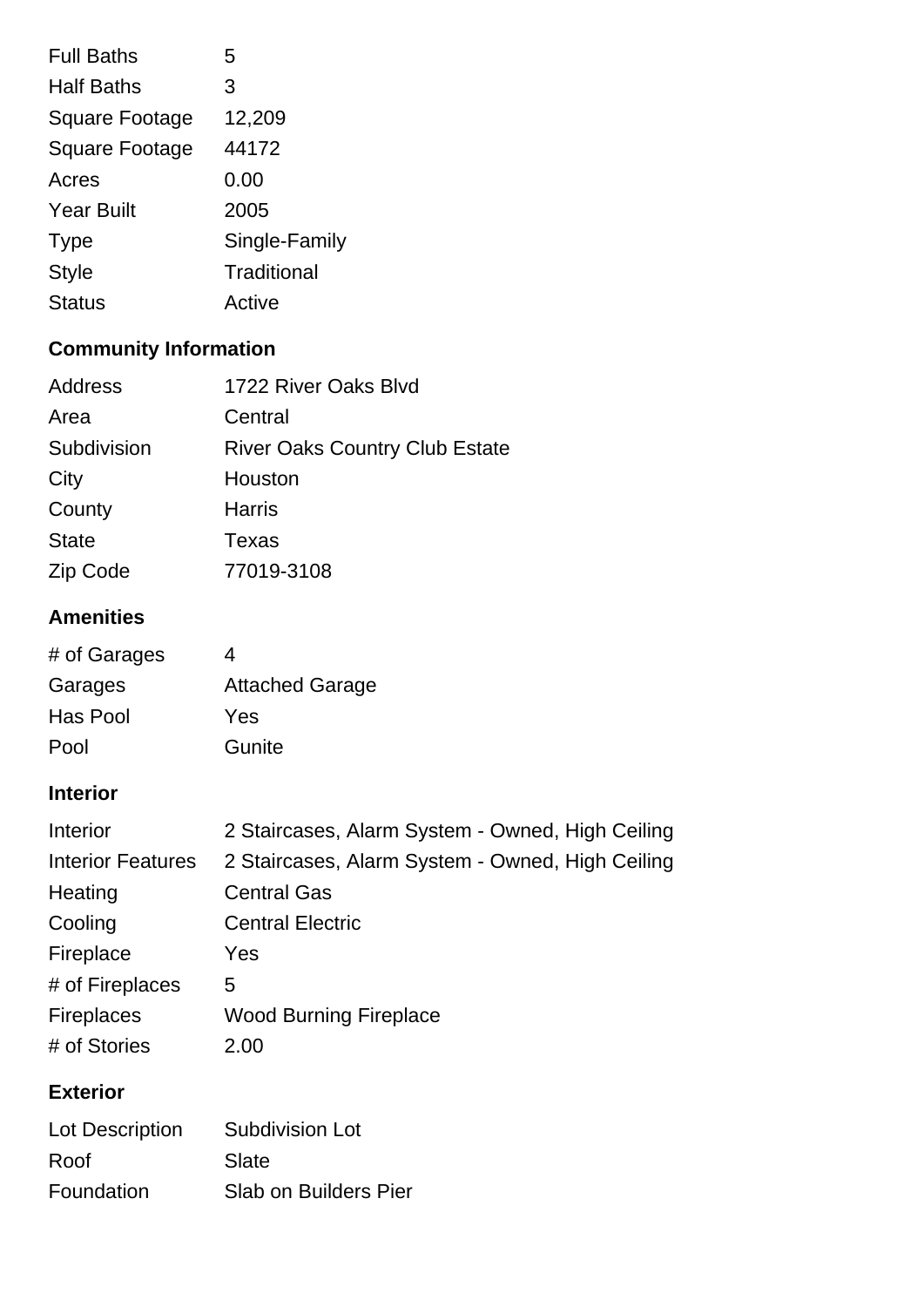| | |
|---|---|
| Full Baths | 5 |
| Half Baths | 3 |
| Square Footage | 12,209 |
| Square Footage | 44172 |
| Acres | 0.00 |
| Year Built | 2005 |
| Type | Single-Family |
| Style | Traditional |
| Status | Active |

## Community Information

| | |
|---|---|
| Address | 1722 River Oaks Blvd |
| Area | Central |
| Subdivision | River Oaks Country Club Estate |
| City | Houston |
| County | Harris |
| State | Texas |
| Zip Code | 77019-3108 |

## Amenities

| | |
|---|---|
| # of Garages | 4 |
| Garages | Attached Garage |
| Has Pool | Yes |
| Pool | Gunite |

## Interior

| | |
|---|---|
| Interior | 2 Staircases, Alarm System - Owned, High Ceiling |
| Interior Features | 2 Staircases, Alarm System - Owned, High Ceiling |
| Heating | Central Gas |
| Cooling | Central Electric |
| Fireplace | Yes |
| # of Fireplaces | 5 |
| Fireplaces | Wood Burning Fireplace |
| # of Stories | 2.00 |

## Exterior

| | |
|---|---|
| Lot Description | Subdivision Lot |
| Roof | Slate |
| Foundation | Slab on Builders Pier |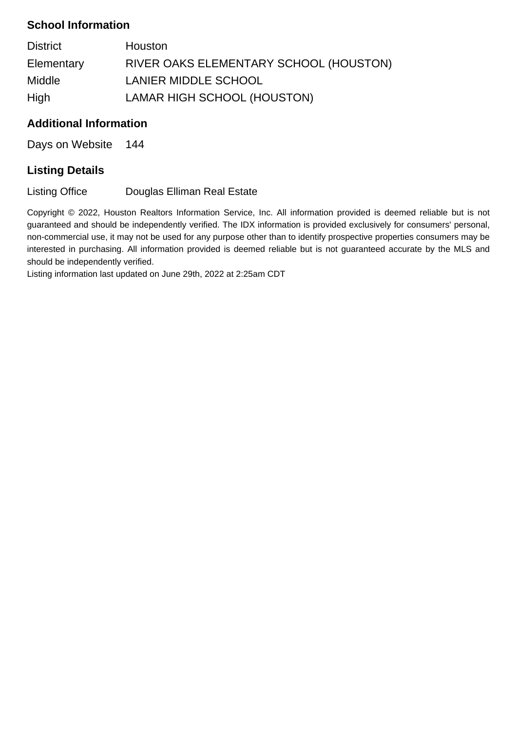## School Information

| | |
|---|---|
| District | Houston |
| Elementary | RIVER OAKS ELEMENTARY SCHOOL (HOUSTON) |
| Middle | LANIER MIDDLE SCHOOL |
| High | LAMAR HIGH SCHOOL (HOUSTON) |

## Additional Information

| | |
|---|---|
| Days on Website | 144 |

## Listing Details

| | |
|---|---|
| Listing Office | Douglas Elliman Real Estate |

Copyright © 2022, Houston Realtors Information Service, Inc. All information provided is deemed reliable but is not guaranteed and should be independently verified. The IDX information is provided exclusively for consumers' personal, non-commercial use, it may not be used for any purpose other than to identify prospective properties consumers may be interested in purchasing. All information provided is deemed reliable but is not guaranteed accurate by the MLS and should be independently verified.

Listing information last updated on June 29th, 2022 at 2:25am CDT